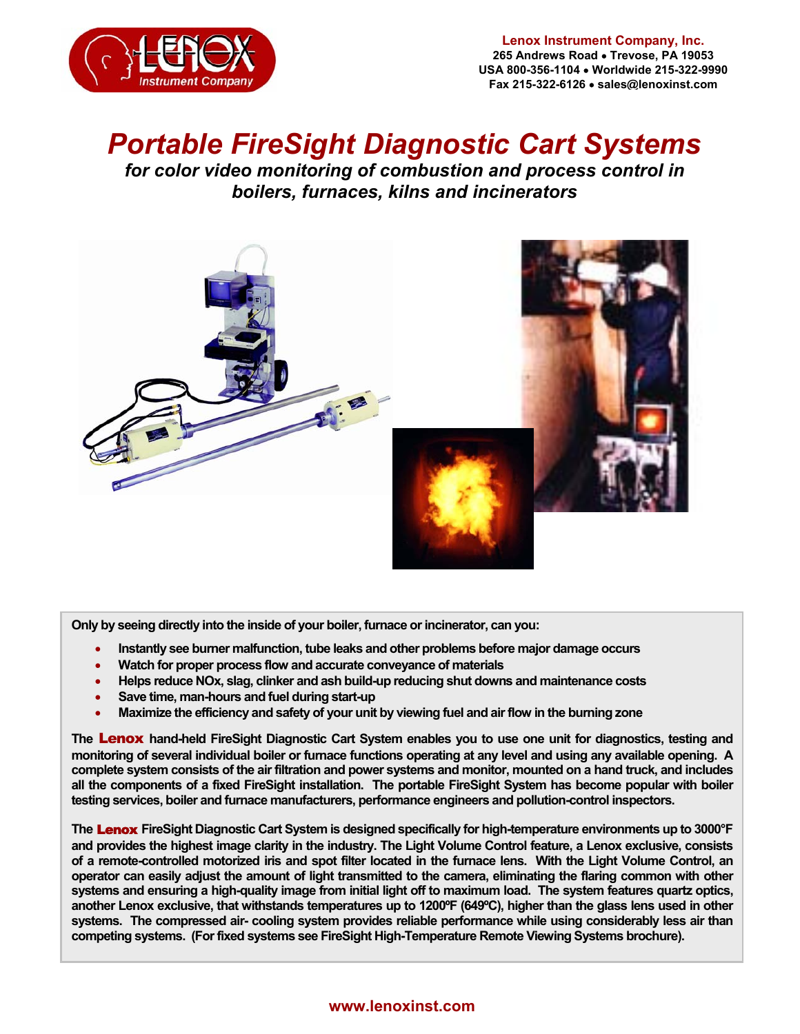**Lenox Instrument Company, Inc.**
**265 Andrews Road • Trevose, PA 19053**
**USA 800-356-1104 • Worldwide 215-322-9990**
**Fax 215-322-6126 • sales@lenoxinst.com**

# *Portable FireSight Diagnostic Cart Systems*

## *for color video monitoring of combustion and process control in boilers, furnaces, kilns and incinerators*

**Only by seeing directly into the inside of your boiler, furnace or incinerator, can you:**

- **Instantly see burner malfunction, tube leaks and other problems before major damage occurs**
- **Watch for proper process flow and accurate conveyance of materials**
- **Helps reduce NOx, slag, clinker and ash build-up reducing shut downs and maintenance costs**
- **Save time, man-hours and fuel during start-up**
- **Maximize the efficiency and safety of your unit by viewing fuel and air flow in the burning zone**

**The Lenox hand-held FireSight Diagnostic Cart System enables you to use one unit for diagnostics, testing and monitoring of several individual boiler or furnace functions operating at any level and using any available opening. A complete system consists of the air filtration and power systems and monitor, mounted on a hand truck, and includes all the components of a fixed FireSight installation. The portable FireSight System has become popular with boiler testing services, boiler and furnace manufacturers, performance engineers and pollution-control inspectors.**

**The Lenox FireSight Diagnostic Cart System is designed specifically for high-temperature environments up to 3000°F and provides the highest image clarity in the industry. The Light Volume Control feature, a Lenox exclusive, consists of a remote-controlled motorized iris and spot filter located in the furnace lens. With the Light Volume Control, an operator can easily adjust the amount of light transmitted to the camera, eliminating the flaring common with other systems and ensuring a high-quality image from initial light off to maximum load. The system features quartz optics, another Lenox exclusive, that withstands temperatures up to 1200ºF (649ºC), higher than the glass lens used in other systems. The compressed air- cooling system provides reliable performance while using considerably less air than competing systems. (For fixed systems see FireSight High-Temperature Remote Viewing Systems brochure).**

**www.lenoxinst.com**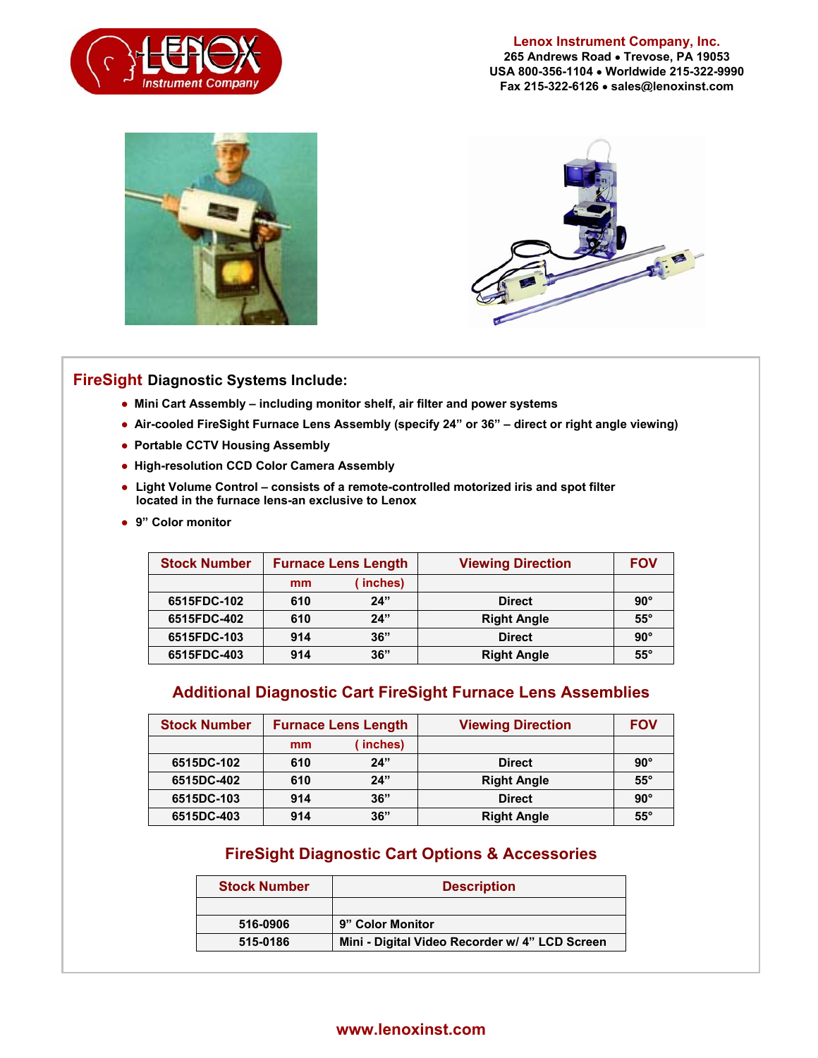**Lenox Instrument Company, Inc.**
265 Andrews Road • Trevose, PA 19053
USA 800-356-1104 • Worldwide 215-322-9990
Fax 215-322-6126 • sales@lenoxinst.com

## FireSight Diagnostic Systems Include:

- Mini Cart Assembly – including monitor shelf, air filter and power systems
- Air-cooled FireSight Furnace Lens Assembly (specify 24" or 36" – direct or right angle viewing)
- Portable CCTV Housing Assembly
- High-resolution CCD Color Camera Assembly
- Light Volume Control – consists of a remote-controlled motorized iris and spot filter located in the furnace lens-an exclusive to Lenox
- 9" Color monitor

| Stock Number | Furnace Lens Length | | Viewing Direction | FOV |
|---|---|---|---|---|
| | mm | ( inches) | | |
| 6515FDC-102 | 610 | 24" | Direct | 90° |
| 6515FDC-402 | 610 | 24" | Right Angle | 55° |
| 6515FDC-103 | 914 | 36" | Direct | 90° |
| 6515FDC-403 | 914 | 36" | Right Angle | 55° |

## Additional Diagnostic Cart FireSight Furnace Lens Assemblies

| Stock Number | Furnace Lens Length | | Viewing Direction | FOV |
|---|---|---|---|---|
| | mm | ( inches) | | |
| 6515DC-102 | 610 | 24" | Direct | 90° |
| 6515DC-402 | 610 | 24" | Right Angle | 55° |
| 6515DC-103 | 914 | 36" | Direct | 90° |
| 6515DC-403 | 914 | 36" | Right Angle | 55° |

## FireSight Diagnostic Cart Options & Accessories

| Stock Number | Description |
|---|---|
| | |
| 516-0906 | 9" Color Monitor |
| 515-0186 | Mini - Digital Video Recorder w/ 4" LCD Screen |

www.lenoxinst.com